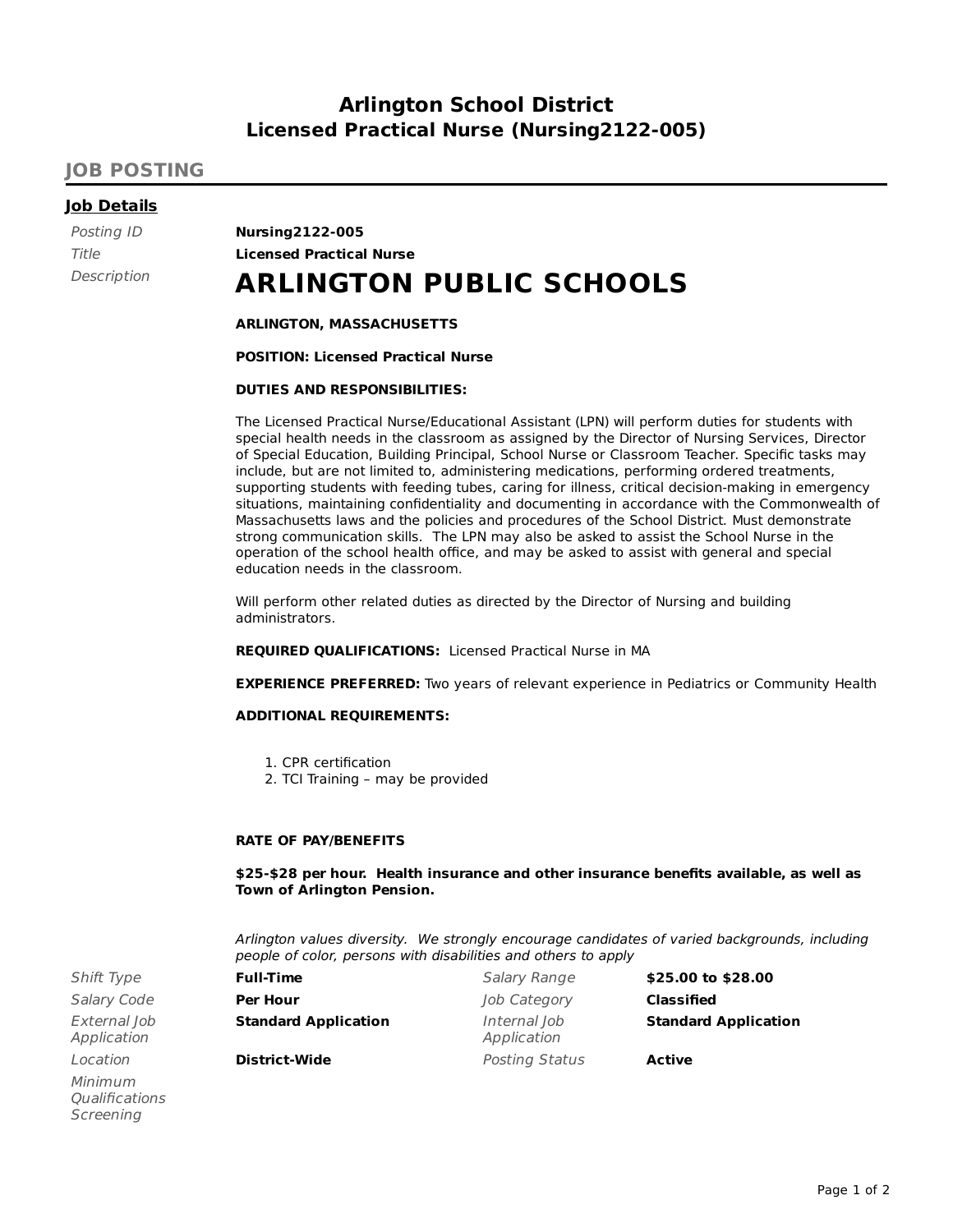# Arlington School District
## Licensed Practical Nurse (Nursing2122-005)

## JOB POSTING

### Job Details

*Posting ID* **Nursing2122-005**

*Title* **Licensed Practical Nurse**

*Description*

# ARLINGTON PUBLIC SCHOOLS

**ARLINGTON, MASSACHUSETTS**

**POSITION: Licensed Practical Nurse**

**DUTIES AND RESPONSIBILITIES:**

The Licensed Practical Nurse/Educational Assistant (LPN) will perform duties for students with special health needs in the classroom as assigned by the Director of Nursing Services, Director of Special Education, Building Principal, School Nurse or Classroom Teacher. Specific tasks may include, but are not limited to, administering medications, performing ordered treatments, supporting students with feeding tubes, caring for illness, critical decision-making in emergency situations, maintaining confidentiality and documenting in accordance with the Commonwealth of Massachusetts laws and the policies and procedures of the School District. Must demonstrate strong communication skills. The LPN may also be asked to assist the School Nurse in the operation of the school health office, and may be asked to assist with general and special education needs in the classroom.

Will perform other related duties as directed by the Director of Nursing and building administrators.

**REQUIRED QUALIFICATIONS:** Licensed Practical Nurse in MA

**EXPERIENCE PREFERRED:** Two years of relevant experience in Pediatrics or Community Health

**ADDITIONAL REQUIREMENTS:**

1. CPR certification
2. TCI Training – may be provided

**RATE OF PAY/BENEFITS**

**$25-$28 per hour. Health insurance and other insurance benefits available, as well as Town of Arlington Pension.**

*Arlington values diversity. We strongly encourage candidates of varied backgrounds, including people of color, persons with disabilities and others to apply*

| | | | |
|---|---|---|---|
| *Shift Type* | **Full-Time** | *Salary Range* | **$25.00 to $28.00** |
| *Salary Code* | **Per Hour** | *Job Category* | **Classified** |
| *External Job Application* | **Standard Application** | *Internal Job Application* | **Standard Application** |
| *Location* | **District-Wide** | *Posting Status* | **Active** |
| *Minimum Qualifications Screening* | | | |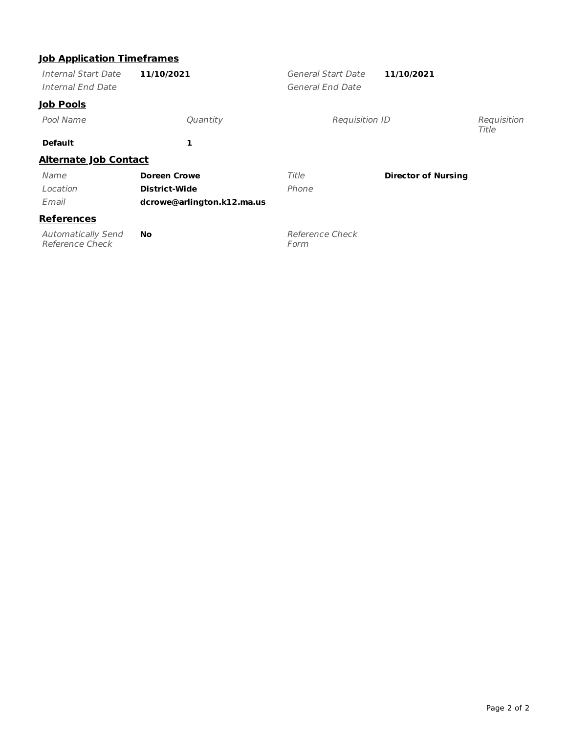## Job Application Timeframes

| | | | |
|---|---|---|---|
| *Internal Start Date* | **11/10/2021** | *General Start Date* | **11/10/2021** |
| *Internal End Date* | | *General End Date* | |

## Job Pools

| *Pool Name* | *Quantity* | *Requisition ID* | *Requisition Title* |
|---|---|---|---|
| **Default** | **1** | | |

## Alternate Job Contact

| | | | |
|---|---|---|---|
| *Name* | **Doreen Crowe** | *Title* | **Director of Nursing** |
| *Location* | **District-Wide** | *Phone* | |
| *Email* | **dcrowe@arlington.k12.ma.us** | | |

## References

| | | | |
|---|---|---|---|
| *Automatically Send Reference Check* | **No** | *Reference Check Form* | |